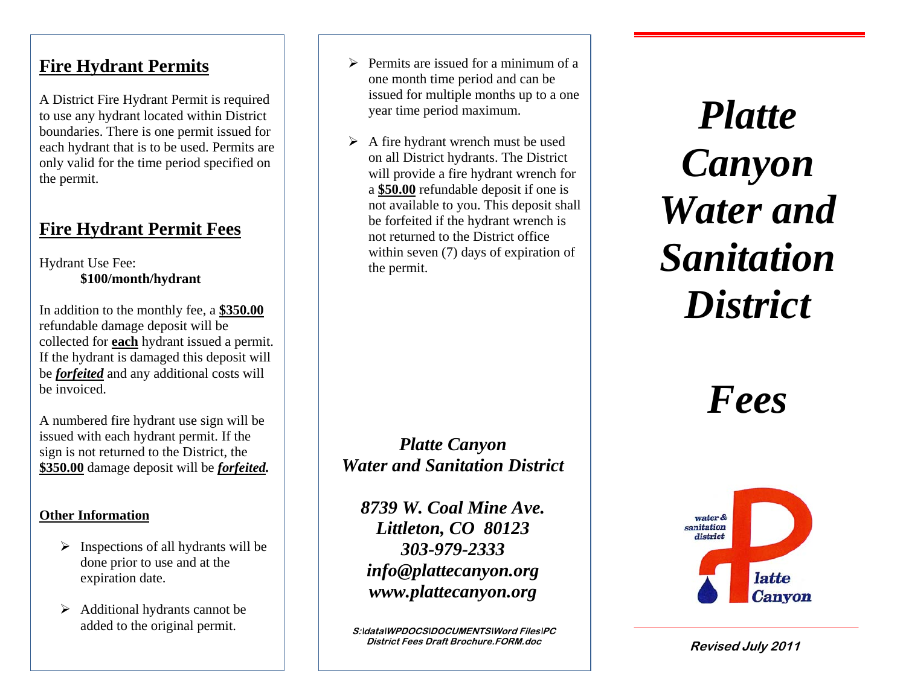## Fire Hydrant Permits

A District Fire Hydrant Permit is required to use any hydrant located within District boundaries. There is one permit issued for each hydrant that is to be used. Permits are only valid for the time period specified on the permit.

## Fire Hydrant Permit Fees

Hydrant Use Fee:
**$100/month/hydrant**

In addition to the monthly fee, a **$350.00** refundable damage deposit will be collected for **each** hydrant issued a permit. If the hydrant is damaged this deposit will be ***forfeited*** and any additional costs will be invoiced.

A numbered fire hydrant use sign will be issued with each hydrant permit. If the sign is not returned to the District, the **$350.00** damage deposit will be ***forfeited.***

### Other Information

- Inspections of all hydrants will be done prior to use and at the expiration date.
- Additional hydrants cannot be added to the original permit.
- Permits are issued for a minimum of a one month time period and can be issued for multiple months up to a one year time period maximum.
- A fire hydrant wrench must be used on all District hydrants. The District will provide a fire hydrant wrench for a **$50.00** refundable deposit if one is not available to you. This deposit shall be forfeited if the hydrant wrench is not returned to the District office within seven (7) days of expiration of the permit.

***Platte Canyon Water and Sanitation District***

***8739 W. Coal Mine Ave.***
***Littleton, CO 80123***
***303-979-2333***
***info@plattecanyon.org***
***www.plattecanyon.org***

*S:\data\WPDOCS\DOCUMENTS\Word Files\PC District Fees Draft Brochure.FORM.doc*

# *Platte Canyon Water and Sanitation District*

# *Fees*

water & sanitation district Platte Canyon

*Revised July 2011*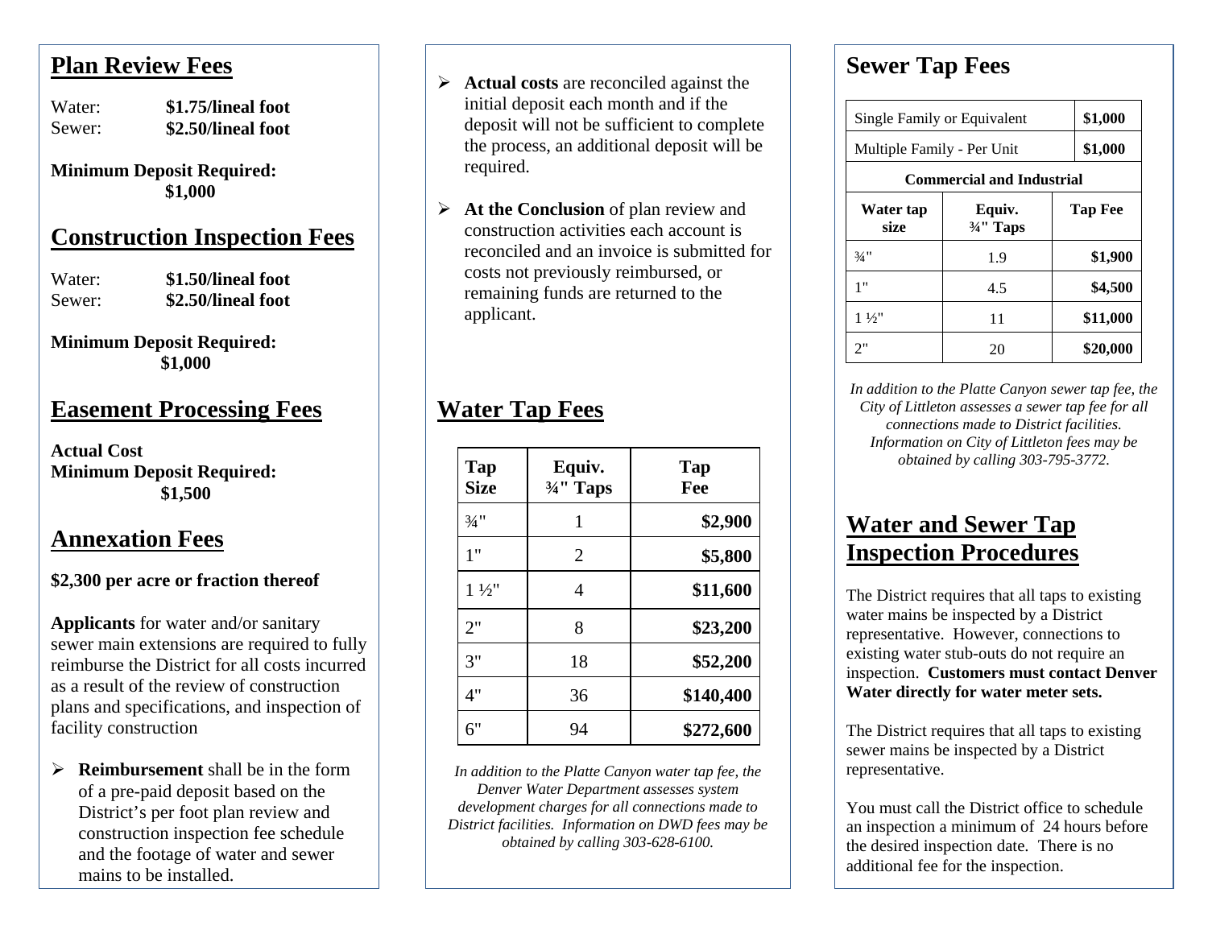## Plan Review Fees

Water: **$1.75/lineal foot**
Sewer: **$2.50/lineal foot**

**Minimum Deposit Required: $1,000**

## Construction Inspection Fees

Water: **$1.50/lineal foot**
Sewer: **$2.50/lineal foot**

**Minimum Deposit Required: $1,000**

## Easement Processing Fees

**Actual Cost**
**Minimum Deposit Required: $1,500**

## Annexation Fees

**$2,300 per acre or fraction thereof**

**Applicants** for water and/or sanitary sewer main extensions are required to fully reimburse the District for all costs incurred as a result of the review of construction plans and specifications, and inspection of facility construction

- **Reimbursement** shall be in the form of a pre-paid deposit based on the District's per foot plan review and construction inspection fee schedule and the footage of water and sewer mains to be installed.
- **Actual costs** are reconciled against the initial deposit each month and if the deposit will not be sufficient to complete the process, an additional deposit will be required.
- **At the Conclusion** of plan review and construction activities each account is reconciled and an invoice is submitted for costs not previously reimbursed, or remaining funds are returned to the applicant.

## Water Tap Fees

| Tap Size | Equiv. ¾" Taps | Tap Fee |
|---|---|---|
| ¾" | 1 | $2,900 |
| 1" | 2 | $5,800 |
| 1 ½" | 4 | $11,600 |
| 2" | 8 | $23,200 |
| 3" | 18 | $52,200 |
| 4" | 36 | $140,400 |
| 6" | 94 | $272,600 |

*In addition to the Platte Canyon water tap fee, the Denver Water Department assesses system development charges for all connections made to District facilities. Information on DWD fees may be obtained by calling 303-628-6100.*

## Sewer Tap Fees

| | | |
|---|---|---|
| Single Family or Equivalent | | **$1,000** |
| Multiple Family - Per Unit | | **$1,000** |
| **Commercial and Industrial** | | |
| **Water tap size** | **Equiv. ¾" Taps** | **Tap Fee** |
| ¾" | 1.9 | **$1,900** |
| 1" | 4.5 | **$4,500** |
| 1 ½" | 11 | **$11,000** |
| 2" | 20 | **$20,000** |

*In addition to the Platte Canyon sewer tap fee, the City of Littleton assesses a sewer tap fee for all connections made to District facilities. Information on City of Littleton fees may be obtained by calling 303-795-3772.*

## Water and Sewer Tap Inspection Procedures

The District requires that all taps to existing water mains be inspected by a District representative. However, connections to existing water stub-outs do not require an inspection. **Customers must contact Denver Water directly for water meter sets.**

The District requires that all taps to existing sewer mains be inspected by a District representative.

You must call the District office to schedule an inspection a minimum of 24 hours before the desired inspection date. There is no additional fee for the inspection.